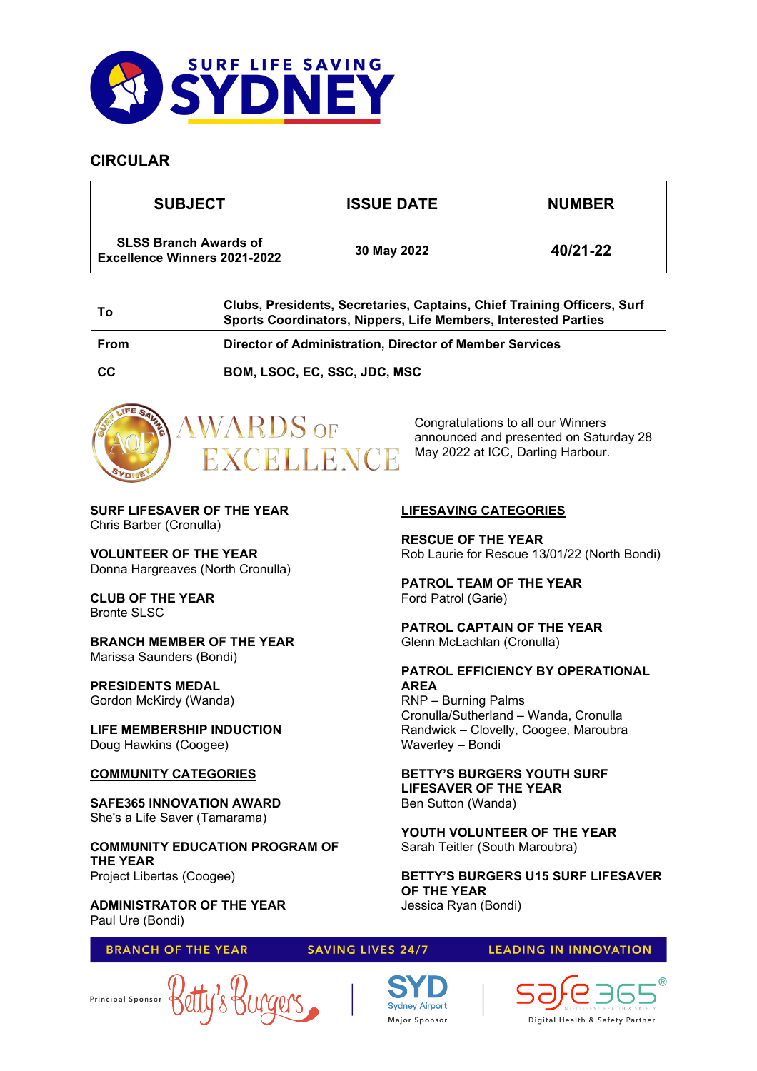SURF LIFE SAVING SYDNEY

## CIRCULAR

| SUBJECT | ISSUE DATE | NUMBER |
|---|---|---|
| SLSS Branch Awards of Excellence Winners 2021-2022 | 30 May 2022 | 40/21-22 |

| | |
|---|---|
| **To** | **Clubs, Presidents, Secretaries, Captains, Chief Training Officers, Surf Sports Coordinators, Nippers, Life Members, Interested Parties** |
| **From** | **Director of Administration, Director of Member Services** |
| **CC** | **BOM, LSOC, EC, SSC, JDC, MSC** |

# AWARDS OF EXCELLENCE

Congratulations to all our Winners announced and presented on Saturday 28 May 2022 at ICC, Darling Harbour.

**SURF LIFESAVER OF THE YEAR**
Chris Barber (Cronulla)

**VOLUNTEER OF THE YEAR**
Donna Hargreaves (North Cronulla)

**CLUB OF THE YEAR**
Bronte SLSC

**BRANCH MEMBER OF THE YEAR**
Marissa Saunders (Bondi)

**PRESIDENTS MEDAL**
Gordon McKirdy (Wanda)

**LIFE MEMBERSHIP INDUCTION**
Doug Hawkins (Coogee)

**COMMUNITY CATEGORIES**

**SAFE365 INNOVATION AWARD**
She's a Life Saver (Tamarama)

**COMMUNITY EDUCATION PROGRAM OF THE YEAR**
Project Libertas (Coogee)

**ADMINISTRATOR OF THE YEAR**
Paul Ure (Bondi)

**LIFESAVING CATEGORIES**

**RESCUE OF THE YEAR**
Rob Laurie for Rescue 13/01/22 (North Bondi)

**PATROL TEAM OF THE YEAR**
Ford Patrol (Garie)

**PATROL CAPTAIN OF THE YEAR**
Glenn McLachlan (Cronulla)

**PATROL EFFICIENCY BY OPERATIONAL AREA**
RNP – Burning Palms
Cronulla/Sutherland – Wanda, Cronulla
Randwick – Clovelly, Coogee, Maroubra
Waverley – Bondi

**BETTY'S BURGERS YOUTH SURF LIFESAVER OF THE YEAR**
Ben Sutton (Wanda)

**YOUTH VOLUNTEER OF THE YEAR**
Sarah Teitler (South Maroubra)

**BETTY'S BURGERS U15 SURF LIFESAVER OF THE YEAR**
Jessica Ryan (Bondi)

BRANCH OF THE YEAR | SAVING LIVES 24/7 | LEADING IN INNOVATION

Principal Sponsor Betty's Burgers | SYD Sydney Airport Major Sponsor | safe365 Intelligent Health & Safety — Digital Health & Safety Partner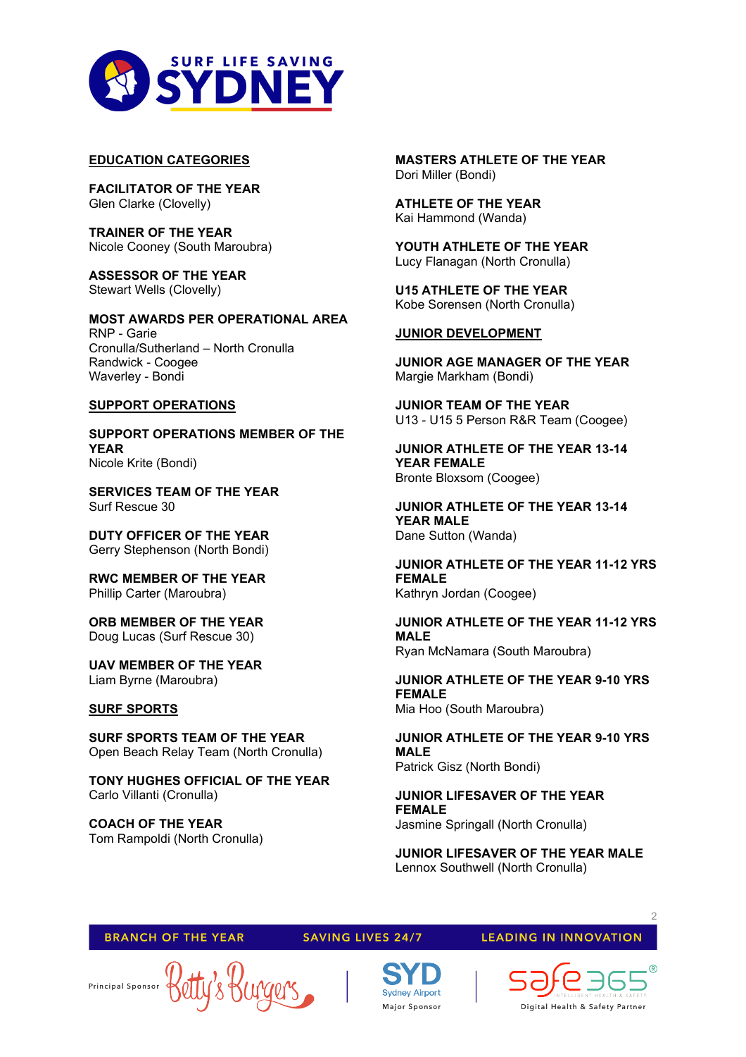## EDUCATION CATEGORIES

**FACILITATOR OF THE YEAR**
Glen Clarke (Clovelly)

**TRAINER OF THE YEAR**
Nicole Cooney (South Maroubra)

**ASSESSOR OF THE YEAR**
Stewart Wells (Clovelly)

**MOST AWARDS PER OPERATIONAL AREA**
RNP - Garie
Cronulla/Sutherland – North Cronulla
Randwick - Coogee
Waverley - Bondi

## SUPPORT OPERATIONS

**SUPPORT OPERATIONS MEMBER OF THE YEAR**
Nicole Krite (Bondi)

**SERVICES TEAM OF THE YEAR**
Surf Rescue 30

**DUTY OFFICER OF THE YEAR**
Gerry Stephenson (North Bondi)

**RWC MEMBER OF THE YEAR**
Phillip Carter (Maroubra)

**ORB MEMBER OF THE YEAR**
Doug Lucas (Surf Rescue 30)

**UAV MEMBER OF THE YEAR**
Liam Byrne (Maroubra)

## SURF SPORTS

**SURF SPORTS TEAM OF THE YEAR**
Open Beach Relay Team (North Cronulla)

**TONY HUGHES OFFICIAL OF THE YEAR**
Carlo Villanti (Cronulla)

**COACH OF THE YEAR**
Tom Rampoldi (North Cronulla)

**MASTERS ATHLETE OF THE YEAR**
Dori Miller (Bondi)

**ATHLETE OF THE YEAR**
Kai Hammond (Wanda)

**YOUTH ATHLETE OF THE YEAR**
Lucy Flanagan (North Cronulla)

**U15 ATHLETE OF THE YEAR**
Kobe Sorensen (North Cronulla)

## JUNIOR DEVELOPMENT

**JUNIOR AGE MANAGER OF THE YEAR**
Margie Markham (Bondi)

**JUNIOR TEAM OF THE YEAR**
U13 - U15 5 Person R&R Team (Coogee)

**JUNIOR ATHLETE OF THE YEAR 13-14 YEAR FEMALE**
Bronte Bloxsom (Coogee)

**JUNIOR ATHLETE OF THE YEAR 13-14 YEAR MALE**
Dane Sutton (Wanda)

**JUNIOR ATHLETE OF THE YEAR 11-12 YRS FEMALE**
Kathryn Jordan (Coogee)

**JUNIOR ATHLETE OF THE YEAR 11-12 YRS MALE**
Ryan McNamara (South Maroubra)

**JUNIOR ATHLETE OF THE YEAR 9-10 YRS FEMALE**
Mia Hoo (South Maroubra)

**JUNIOR ATHLETE OF THE YEAR 9-10 YRS MALE**
Patrick Gisz (North Bondi)

**JUNIOR LIFESAVER OF THE YEAR FEMALE**
Jasmine Springall (North Cronulla)

**JUNIOR LIFESAVER OF THE YEAR MALE**
Lennox Southwell (North Cronulla)